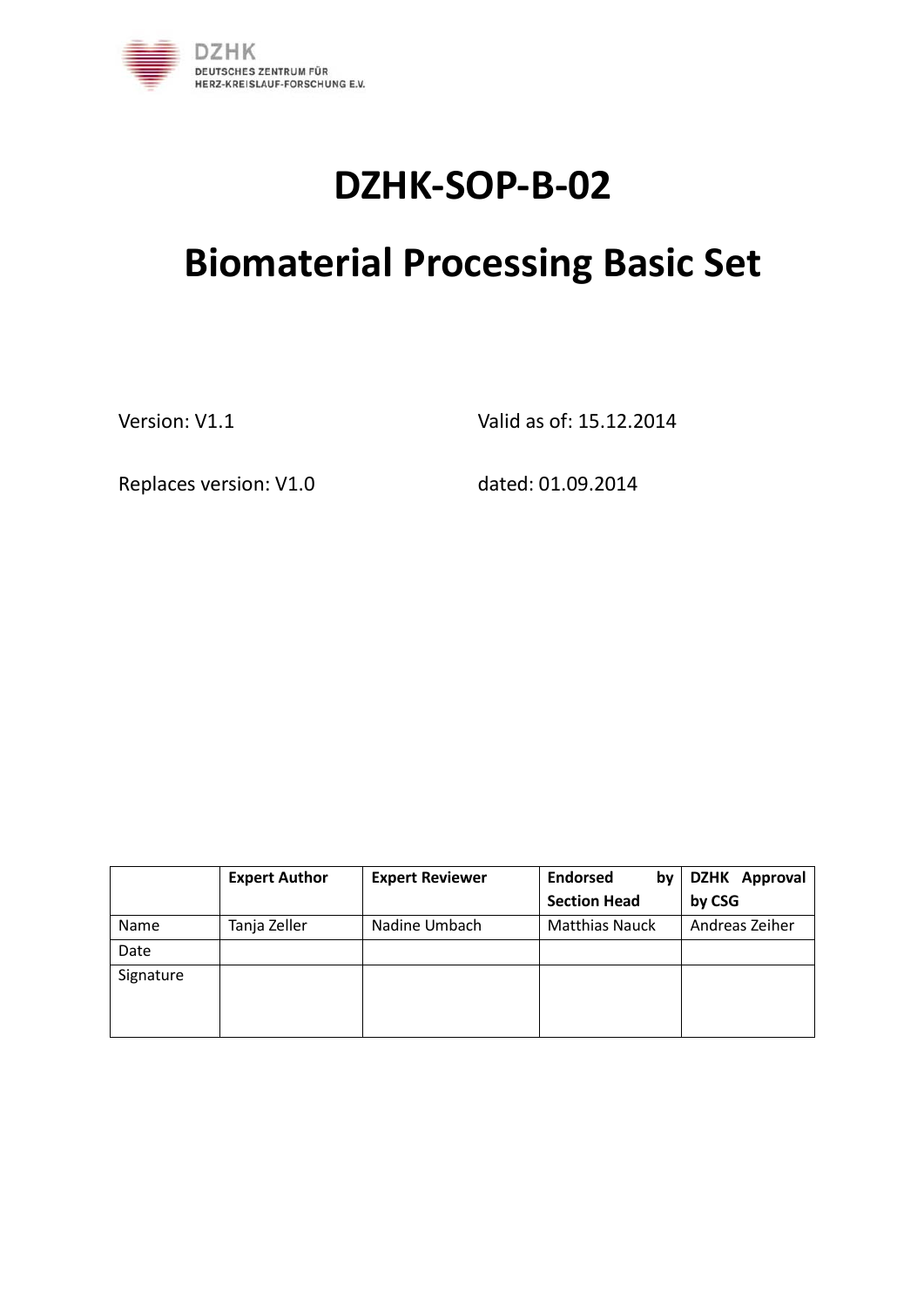DZHK
DEUTSCHES ZENTRUM FÜR
HERZ-KREISLAUF-FORSCHUNG E.V.

# DZHK-SOP-B-02

# Biomaterial Processing Basic Set

Version: V1.1 Valid as of: 15.12.2014

Replaces version: V1.0 dated: 01.09.2014

| | **Expert Author** | **Expert Reviewer** | **Endorsed by Section Head** | **DZHK Approval by CSG** |
|---|---|---|---|---|
| Name | Tanja Zeller | Nadine Umbach | Matthias Nauck | Andreas Zeiher |
| Date | | | | |
| Signature | | | | |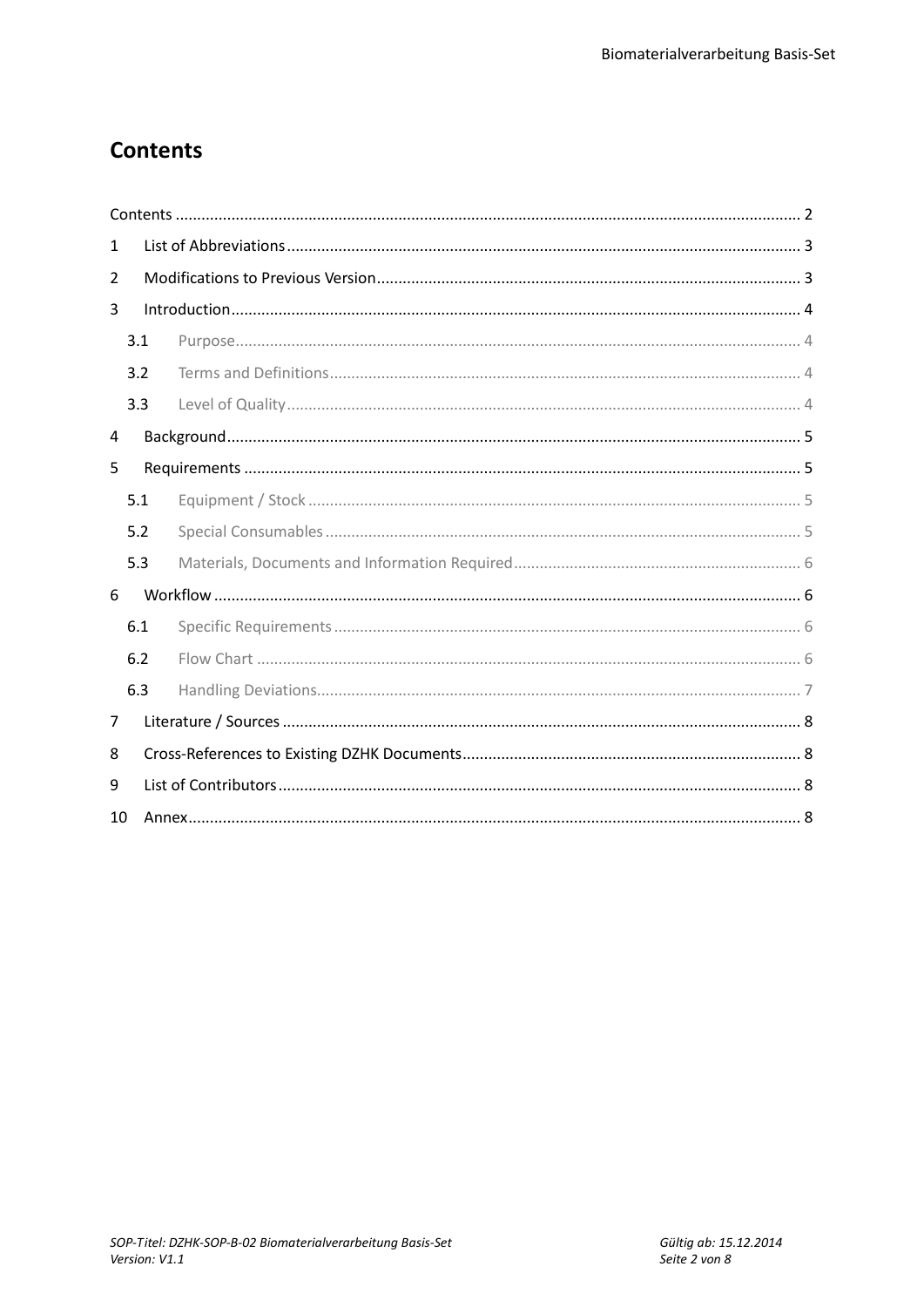# Contents

Contents ........................................................................................................................................... 2

1 List of Abbreviations ....................................................................................................... 3

2 Modifications to Previous Version .................................................................................. 3

3 Introduction ..................................................................................................................... 4

3.1 Purpose ...................................................................................................................... 4

3.2 Terms and Definitions ................................................................................................. 4

3.3 Level of Quality ........................................................................................................... 4

4 Background ...................................................................................................................... 5

5 Requirements ................................................................................................................... 5

5.1 Equipment / Stock ....................................................................................................... 5

5.2 Special Consumables ................................................................................................... 5

5.3 Materials, Documents and Information Required ....................................................... 6

6 Workflow ......................................................................................................................... 6

6.1 Specific Requirements ................................................................................................. 6

6.2 Flow Chart .................................................................................................................. 6

6.3 Handling Deviations ..................................................................................................... 7

7 Literature / Sources .......................................................................................................... 8

8 Cross-References to Existing DZHK Documents ............................................................... 8

9 List of Contributors .......................................................................................................... 8

10 Annex .............................................................................................................................. 8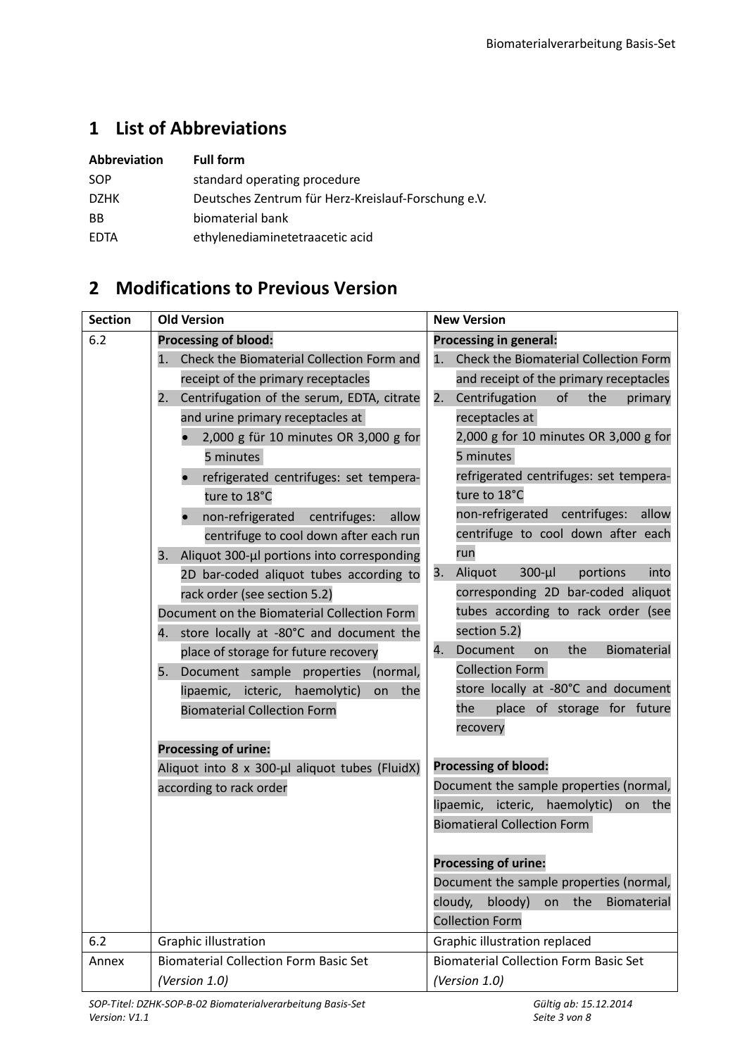## 1 List of Abbreviations

| Abbreviation | Full form |
|---|---|
| SOP | standard operating procedure |
| DZHK | Deutsches Zentrum für Herz-Kreislauf-Forschung e.V. |
| BB | biomaterial bank |
| EDTA | ethylenediaminetetraacetic acid |

## 2 Modifications to Previous Version

| Section | Old Version | New Version |
|---|---|---|
| 6.2 | **Processing of blood:**<br>1. Check the Biomaterial Collection Form and receipt of the primary receptacles<br>2. Centrifugation of the serum, EDTA, citrate and urine primary receptacles at<br>• 2,000 g für 10 minutes OR 3,000 g for 5 minutes<br>• refrigerated centrifuges: set temperature to 18°C<br>• non-refrigerated centrifuges: allow centrifuge to cool down after each run<br>3. Aliquot 300-µl portions into corresponding 2D bar-coded aliquot tubes according to rack order (see section 5.2)<br>Document on the Biomaterial Collection Form<br>4. store locally at -80°C and document the place of storage for future recovery<br>5. Document sample properties (normal, lipaemic, icteric, haemolytic) on the Biomaterial Collection Form<br><br>**Processing of urine:**<br>Aliquot into 8 x 300-µl aliquot tubes (FluidX) according to rack order | **Processing in general:**<br>1. Check the Biomaterial Collection Form and receipt of the primary receptacles<br>2. Centrifugation of the primary receptacles at<br>2,000 g for 10 minutes OR 3,000 g for 5 minutes<br>refrigerated centrifuges: set temperature to 18°C<br>non-refrigerated centrifuges: allow centrifuge to cool down after each run<br>3. Aliquot 300-µl portions into corresponding 2D bar-coded aliquot tubes according to rack order (see section 5.2)<br>4. Document on the Biomaterial Collection Form<br>store locally at -80°C and document the place of storage for future recovery<br><br>**Processing of blood:**<br>Document the sample properties (normal, lipaemic, icteric, haemolytic) on the Biomatieral Collection Form<br><br>**Processing of urine:**<br>Document the sample properties (normal, cloudy, bloody) on the Biomaterial Collection Form |
| 6.2 | Graphic illustration | Graphic illustration replaced |
| Annex | Biomaterial Collection Form Basic Set *(Version 1.0)* | Biomaterial Collection Form Basic Set *(Version 1.0)* |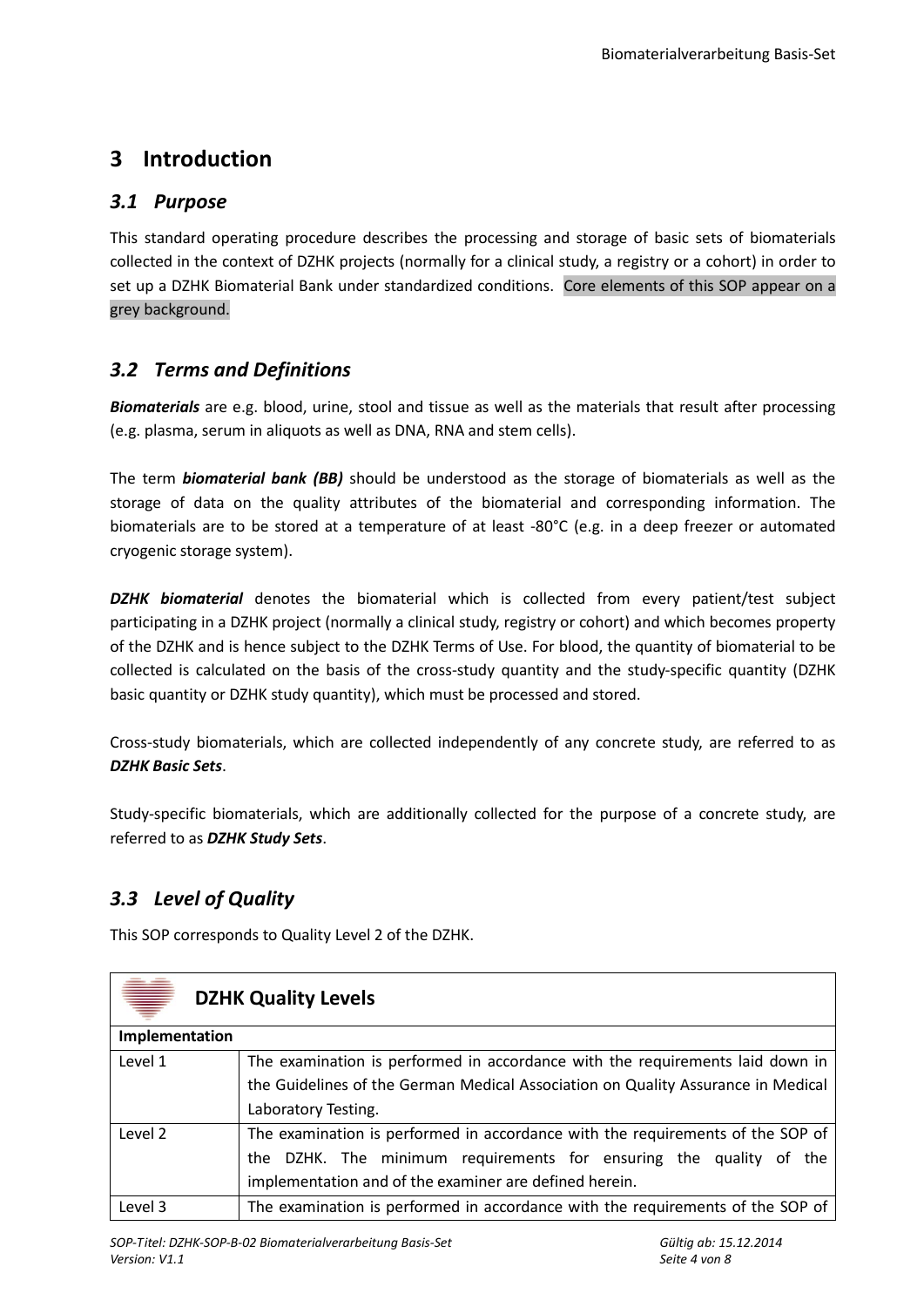# 3 Introduction

## *3.1 Purpose*

This standard operating procedure describes the processing and storage of basic sets of biomaterials collected in the context of DZHK projects (normally for a clinical study, a registry or a cohort) in order to set up a DZHK Biomaterial Bank under standardized conditions. Core elements of this SOP appear on a grey background.

## *3.2 Terms and Definitions*

***Biomaterials*** are e.g. blood, urine, stool and tissue as well as the materials that result after processing (e.g. plasma, serum in aliquots as well as DNA, RNA and stem cells).

The term ***biomaterial bank (BB)*** should be understood as the storage of biomaterials as well as the storage of data on the quality attributes of the biomaterial and corresponding information. The biomaterials are to be stored at a temperature of at least -80°C (e.g. in a deep freezer or automated cryogenic storage system).

***DZHK biomaterial*** denotes the biomaterial which is collected from every patient/test subject participating in a DZHK project (normally a clinical study, registry or cohort) and which becomes property of the DZHK and is hence subject to the DZHK Terms of Use. For blood, the quantity of biomaterial to be collected is calculated on the basis of the cross-study quantity and the study-specific quantity (DZHK basic quantity or DZHK study quantity), which must be processed and stored.

Cross-study biomaterials, which are collected independently of any concrete study, are referred to as ***DZHK Basic Sets***.

Study-specific biomaterials, which are additionally collected for the purpose of a concrete study, are referred to as ***DZHK Study Sets***.

## *3.3 Level of Quality*

This SOP corresponds to Quality Level 2 of the DZHK.

| **DZHK Quality Levels** | |
|---|---|
| **Implementation** | |
| Level 1 | The examination is performed in accordance with the requirements laid down in the Guidelines of the German Medical Association on Quality Assurance in Medical Laboratory Testing. |
| Level 2 | The examination is performed in accordance with the requirements of the SOP of the DZHK. The minimum requirements for ensuring the quality of the implementation and of the examiner are defined herein. |
| Level 3 | The examination is performed in accordance with the requirements of the SOP of |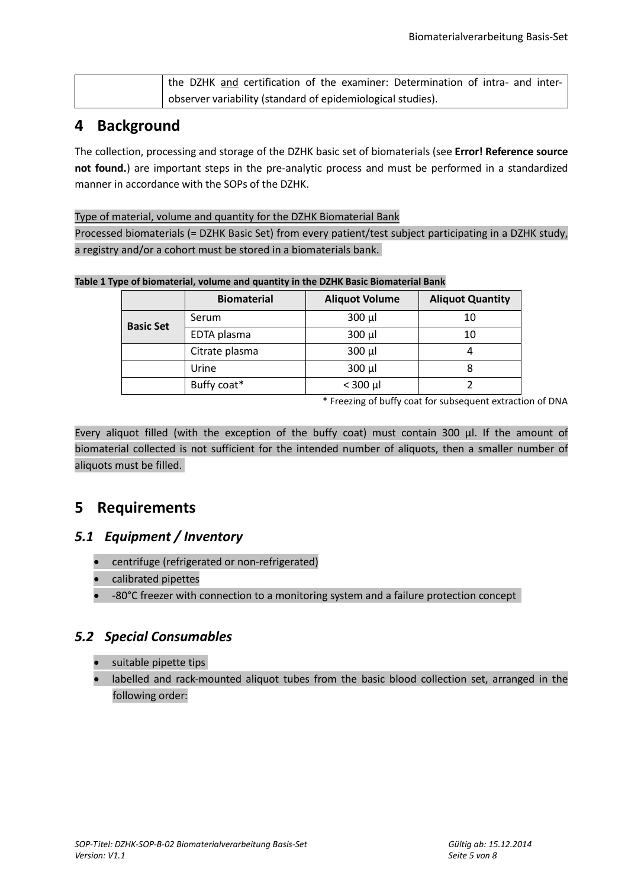| | the DZHK and certification of the examiner: Determination of intra- and inter-observer variability (standard of epidemiological studies). |
|---|---|

# 4 Background

The collection, processing and storage of the DZHK basic set of biomaterials (see **Error! Reference source not found.**) are important steps in the pre-analytic process and must be performed in a standardized manner in accordance with the SOPs of the DZHK.

Type of material, volume and quantity for the DZHK Biomaterial Bank

Processed biomaterials (= DZHK Basic Set) from every patient/test subject participating in a DZHK study, a registry and/or a cohort must be stored in a biomaterials bank.

**Table 1 Type of biomaterial, volume and quantity in the DZHK Basic Biomaterial Bank**

| | Biomaterial | Aliquot Volume | Aliquot Quantity |
|---|---|---|---|
| **Basic Set** | Serum | 300 µl | 10 |
| | EDTA plasma | 300 µl | 10 |
| | Citrate plasma | 300 µl | 4 |
| | Urine | 300 µl | 8 |
| | Buffy coat* | < 300 µl | 2 |

* Freezing of buffy coat for subsequent extraction of DNA

Every aliquot filled (with the exception of the buffy coat) must contain 300 µl. If the amount of biomaterial collected is not sufficient for the intended number of aliquots, then a smaller number of aliquots must be filled.

# 5 Requirements

## *5.1 Equipment / Inventory*

- centrifuge (refrigerated or non-refrigerated)
- calibrated pipettes
- -80°C freezer with connection to a monitoring system and a failure protection concept

## *5.2 Special Consumables*

- suitable pipette tips
- labelled and rack-mounted aliquot tubes from the basic blood collection set, arranged in the following order: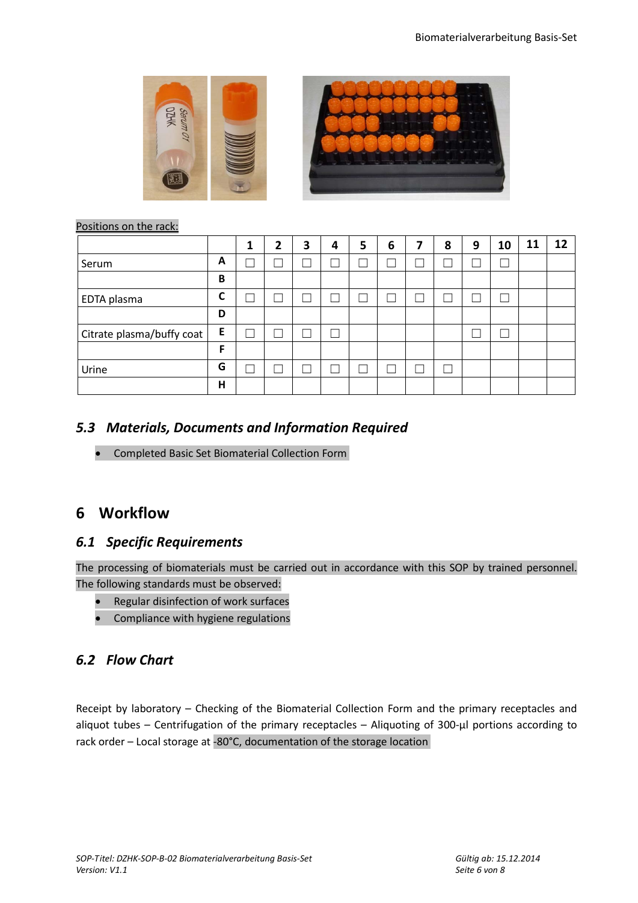Positions on the rack:

| | | 1 | 2 | 3 | 4 | 5 | 6 | 7 | 8 | 9 | 10 | 11 | 12 |
|---|---|---|---|---|---|---|---|---|---|---|---|---|---|
| Serum | A | ☐ | ☐ | ☐ | ☐ | ☐ | ☐ | ☐ | ☐ | ☐ | ☐ | | |
| | B | | | | | | | | | | | | |
| EDTA plasma | C | ☐ | ☐ | ☐ | ☐ | ☐ | ☐ | ☐ | ☐ | ☐ | ☐ | | |
| | D | | | | | | | | | | | | |
| Citrate plasma/buffy coat | E | ☐ | ☐ | ☐ | ☐ | | | | | ☐ | ☐ | | |
| | F | | | | | | | | | | | | |
| Urine | G | ☐ | ☐ | ☐ | ☐ | ☐ | ☐ | ☐ | ☐ | | | | |
| | H | | | | | | | | | | | | |

### *5.3 Materials, Documents and Information Required*

- Completed Basic Set Biomaterial Collection Form

## 6 Workflow

### *6.1 Specific Requirements*

The processing of biomaterials must be carried out in accordance with this SOP by trained personnel. The following standards must be observed:

- Regular disinfection of work surfaces
- Compliance with hygiene regulations

### *6.2 Flow Chart*

Receipt by laboratory – Checking of the Biomaterial Collection Form and the primary receptacles and aliquot tubes – Centrifugation of the primary receptacles – Aliquoting of 300-µl portions according to rack order – Local storage at -80°C, documentation of the storage location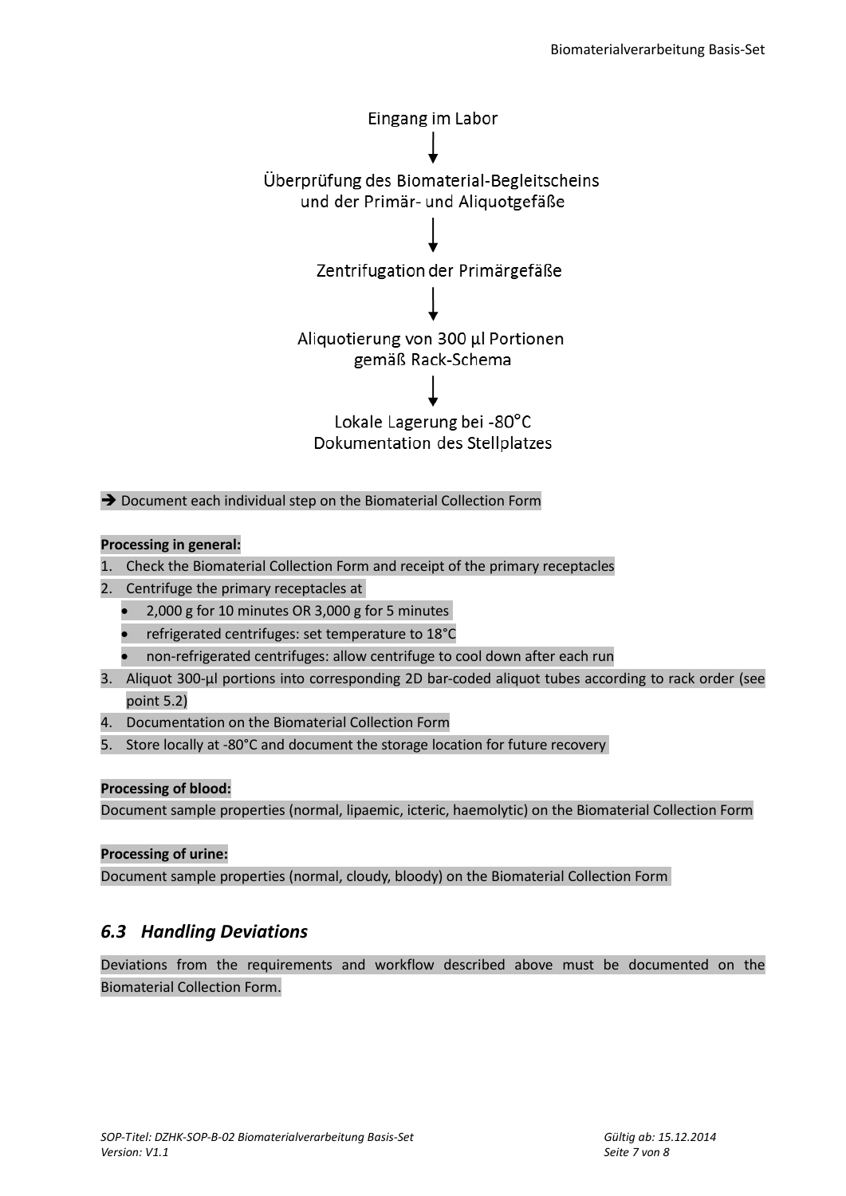Eingang im Labor

↓

Überprüfung des Biomaterial-Begleitscheins und der Primär- und Aliquotgefäße

↓

Zentrifugation der Primärgefäße

↓

Aliquotierung von 300 µl Portionen gemäß Rack-Schema

↓

Lokale Lagerung bei -80°C
Dokumentation des Stellplatzes

➔ Document each individual step on the Biomaterial Collection Form

**Processing in general:**

1. Check the Biomaterial Collection Form and receipt of the primary receptacles
2. Centrifuge the primary receptacles at
   - 2,000 g for 10 minutes OR 3,000 g for 5 minutes
   - refrigerated centrifuges: set temperature to 18°C
   - non-refrigerated centrifuges: allow centrifuge to cool down after each run
3. Aliquot 300-µl portions into corresponding 2D bar-coded aliquot tubes according to rack order (see point 5.2)
4. Documentation on the Biomaterial Collection Form
5. Store locally at -80°C and document the storage location for future recovery

**Processing of blood:**

Document sample properties (normal, lipaemic, icteric, haemolytic) on the Biomaterial Collection Form

**Processing of urine:**

Document sample properties (normal, cloudy, bloody) on the Biomaterial Collection Form

## *6.3 Handling Deviations*

Deviations from the requirements and workflow described above must be documented on the Biomaterial Collection Form.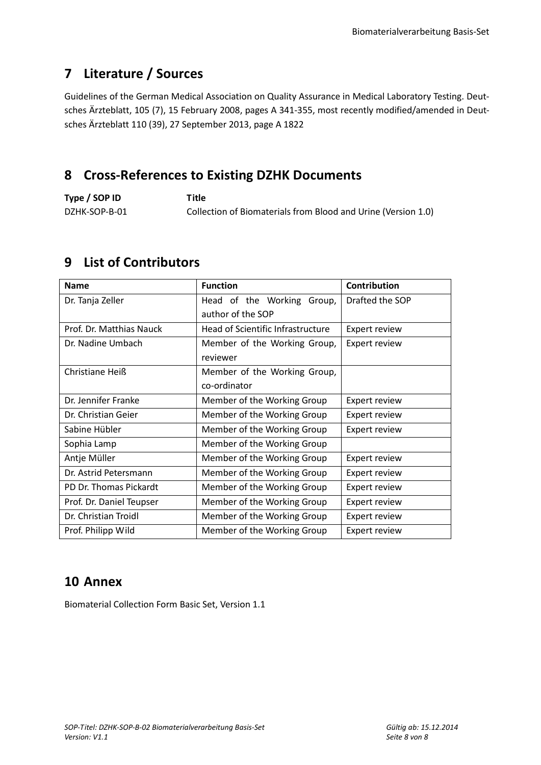## 7 Literature / Sources

Guidelines of the German Medical Association on Quality Assurance in Medical Laboratory Testing. Deutsches Ärzteblatt, 105 (7), 15 February 2008, pages A 341-355, most recently modified/amended in Deutsches Ärzteblatt 110 (39), 27 September 2013, page A 1822

## 8 Cross-References to Existing DZHK Documents

| Type / SOP ID | Title |
|---|---|
| DZHK-SOP-B-01 | Collection of Biomaterials from Blood and Urine (Version 1.0) |

## 9 List of Contributors

| Name | Function | Contribution |
|---|---|---|
| Dr. Tanja Zeller | Head of the Working Group, author of the SOP | Drafted the SOP |
| Prof. Dr. Matthias Nauck | Head of Scientific Infrastructure | Expert review |
| Dr. Nadine Umbach | Member of the Working Group, reviewer | Expert review |
| Christiane Heiß | Member of the Working Group, co-ordinator | |
| Dr. Jennifer Franke | Member of the Working Group | Expert review |
| Dr. Christian Geier | Member of the Working Group | Expert review |
| Sabine Hübler | Member of the Working Group | Expert review |
| Sophia Lamp | Member of the Working Group | |
| Antje Müller | Member of the Working Group | Expert review |
| Dr. Astrid Petersmann | Member of the Working Group | Expert review |
| PD Dr. Thomas Pickardt | Member of the Working Group | Expert review |
| Prof. Dr. Daniel Teupser | Member of the Working Group | Expert review |
| Dr. Christian Troidl | Member of the Working Group | Expert review |
| Prof. Philipp Wild | Member of the Working Group | Expert review |

## 10 Annex

Biomaterial Collection Form Basic Set, Version 1.1